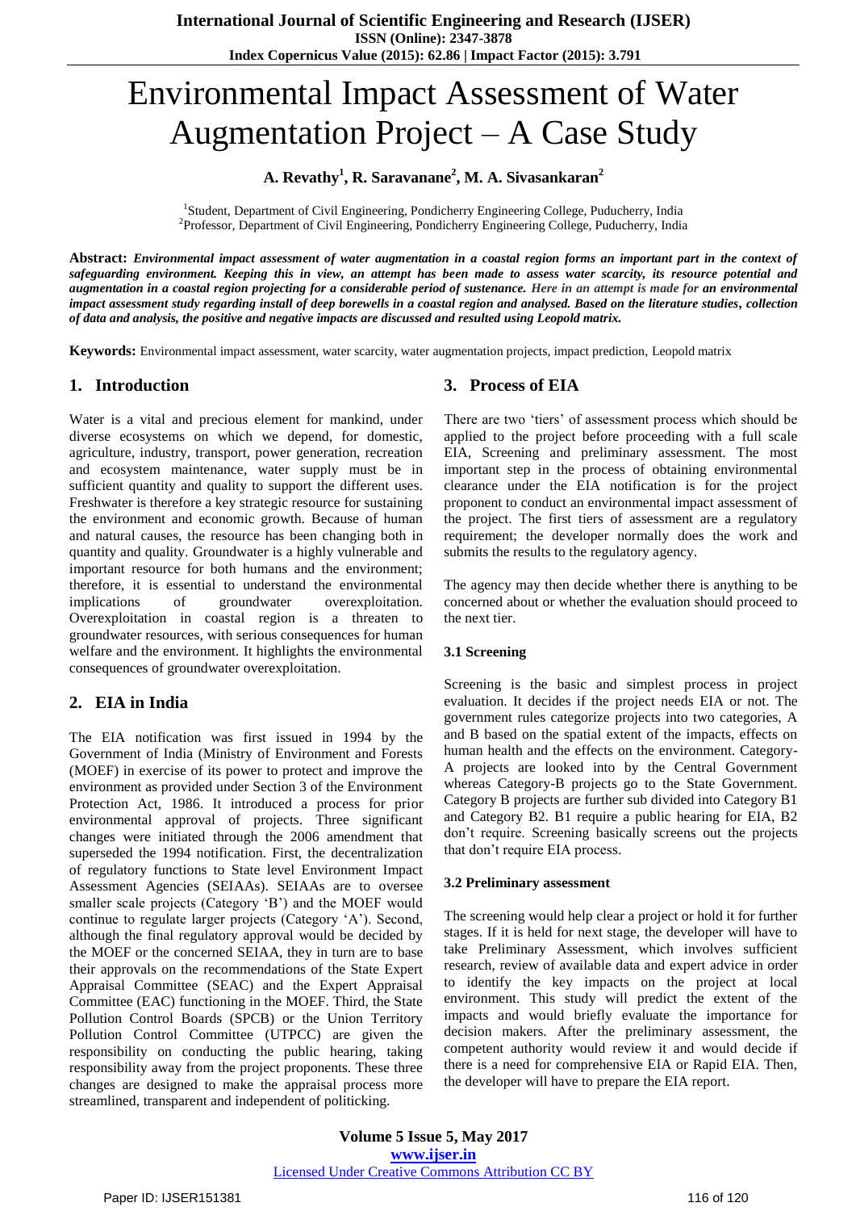# Environmental Impact Assessment of Water Augmentation Project – A Case Study

**A. Revathy[1], R. Saravanane[2], M. A. Sivasankaran[2]**

[1]Student, Department of Civil Engineering, Pondicherry Engineering College, Puducherry, India
[2]Professor, Department of Civil Engineering, Pondicherry Engineering College, Puducherry, India

**Abstract:** ***Environmental impact assessment of water augmentation in a coastal region forms an important part in the context of safeguarding environment. Keeping this in view, an attempt has been made to assess water scarcity, its resource potential and augmentation in a coastal region projecting for a considerable period of sustenance. Here in an attempt is made for an environmental impact assessment study regarding install of deep borewells in a coastal region and analysed. Based on the literature studies, collection of data and analysis, the positive and negative impacts are discussed and resulted using Leopold matrix.***

**Keywords:** Environmental impact assessment, water scarcity, water augmentation projects, impact prediction, Leopold matrix

## 1. Introduction

Water is a vital and precious element for mankind, under diverse ecosystems on which we depend, for domestic, agriculture, industry, transport, power generation, recreation and ecosystem maintenance, water supply must be in sufficient quantity and quality to support the different uses. Freshwater is therefore a key strategic resource for sustaining the environment and economic growth. Because of human and natural causes, the resource has been changing both in quantity and quality. Groundwater is a highly vulnerable and important resource for both humans and the environment; therefore, it is essential to understand the environmental implications of groundwater overexploitation. Overexploitation in coastal region is a threaten to groundwater resources, with serious consequences for human welfare and the environment. It highlights the environmental consequences of groundwater overexploitation.

## 2. EIA in India

The EIA notification was first issued in 1994 by the Government of India (Ministry of Environment and Forests (MOEF) in exercise of its power to protect and improve the environment as provided under Section 3 of the Environment Protection Act, 1986. It introduced a process for prior environmental approval of projects. Three significant changes were initiated through the 2006 amendment that superseded the 1994 notification. First, the decentralization of regulatory functions to State level Environment Impact Assessment Agencies (SEIAAs). SEIAAs are to oversee smaller scale projects (Category 'B') and the MOEF would continue to regulate larger projects (Category 'A'). Second, although the final regulatory approval would be decided by the MOEF or the concerned SEIAA, they in turn are to base their approvals on the recommendations of the State Expert Appraisal Committee (SEAC) and the Expert Appraisal Committee (EAC) functioning in the MOEF. Third, the State Pollution Control Boards (SPCB) or the Union Territory Pollution Control Committee (UTPCC) are given the responsibility on conducting the public hearing, taking responsibility away from the project proponents. These three changes are designed to make the appraisal process more streamlined, transparent and independent of politicking.

## 3. Process of EIA

There are two 'tiers' of assessment process which should be applied to the project before proceeding with a full scale EIA, Screening and preliminary assessment. The most important step in the process of obtaining environmental clearance under the EIA notification is for the project proponent to conduct an environmental impact assessment of the project. The first tiers of assessment are a regulatory requirement; the developer normally does the work and submits the results to the regulatory agency.

The agency may then decide whether there is anything to be concerned about or whether the evaluation should proceed to the next tier.

### 3.1 Screening

Screening is the basic and simplest process in project evaluation. It decides if the project needs EIA or not. The government rules categorize projects into two categories, A and B based on the spatial extent of the impacts, effects on human health and the effects on the environment. Category-A projects are looked into by the Central Government whereas Category-B projects go to the State Government. Category B projects are further sub divided into Category B1 and Category B2. B1 require a public hearing for EIA, B2 don't require. Screening basically screens out the projects that don't require EIA process.

### 3.2 Preliminary assessment

The screening would help clear a project or hold it for further stages. If it is held for next stage, the developer will have to take Preliminary Assessment, which involves sufficient research, review of available data and expert advice in order to identify the key impacts on the project at local environment. This study will predict the extent of the impacts and would briefly evaluate the importance for decision makers. After the preliminary assessment, the competent authority would review it and would decide if there is a need for comprehensive EIA or Rapid EIA. Then, the developer will have to prepare the EIA report.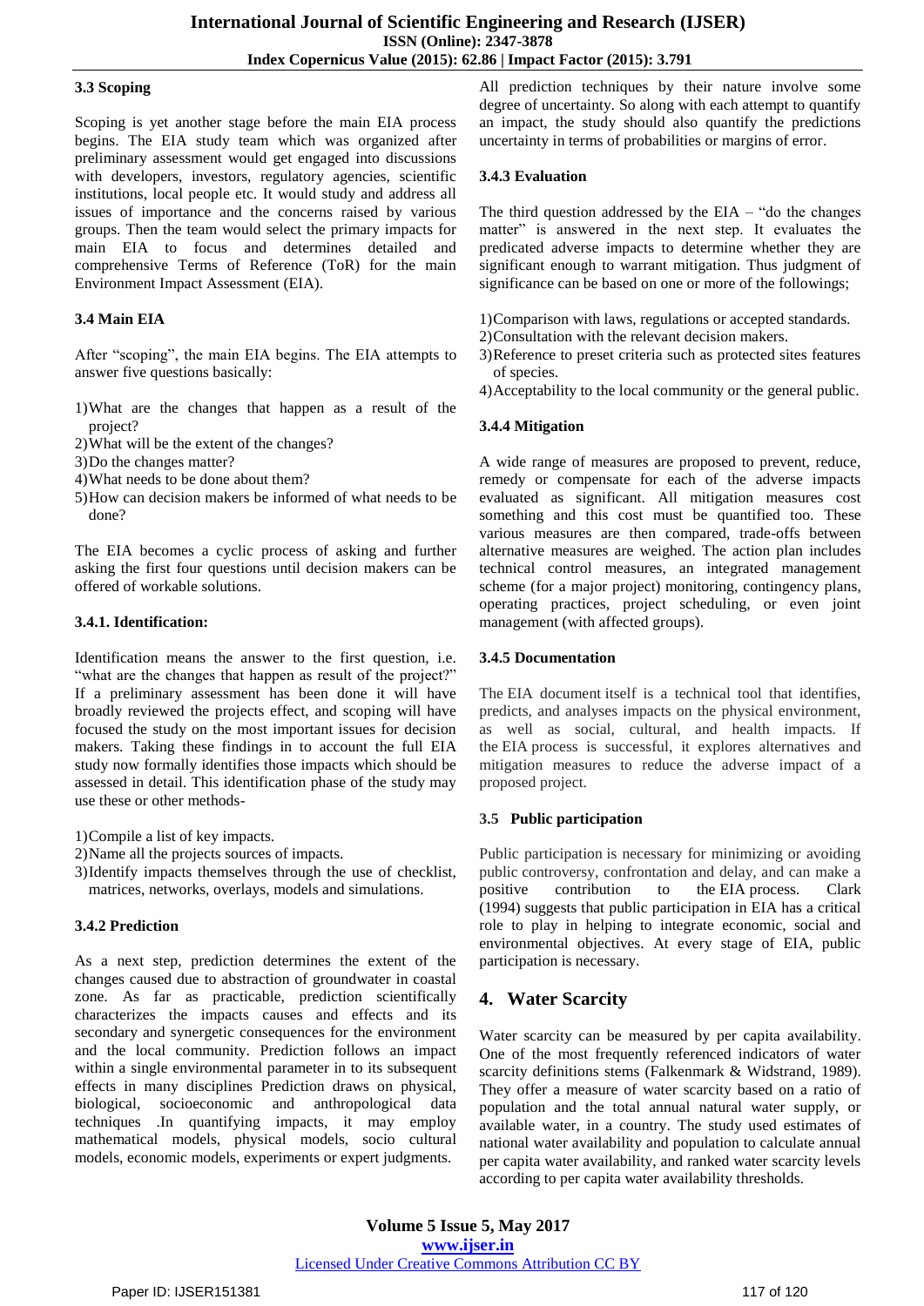### 3.3 Scoping

Scoping is yet another stage before the main EIA process begins. The EIA study team which was organized after preliminary assessment would get engaged into discussions with developers, investors, regulatory agencies, scientific institutions, local people etc. It would study and address all issues of importance and the concerns raised by various groups. Then the team would select the primary impacts for main EIA to focus and determines detailed and comprehensive Terms of Reference (ToR) for the main Environment Impact Assessment (EIA).

### 3.4 Main EIA

After "scoping", the main EIA begins. The EIA attempts to answer five questions basically:

1) What are the changes that happen as a result of the project?
2) What will be the extent of the changes?
3) Do the changes matter?
4) What needs to be done about them?
5) How can decision makers be informed of what needs to be done?

The EIA becomes a cyclic process of asking and further asking the first four questions until decision makers can be offered of workable solutions.

#### 3.4.1. Identification:

Identification means the answer to the first question, i.e. "what are the changes that happen as result of the project?" If a preliminary assessment has been done it will have broadly reviewed the projects effect, and scoping will have focused the study on the most important issues for decision makers. Taking these findings in to account the full EIA study now formally identifies those impacts which should be assessed in detail. This identification phase of the study may use these or other methods-

1) Compile a list of key impacts.
2) Name all the projects sources of impacts.
3) Identify impacts themselves through the use of checklist, matrices, networks, overlays, models and simulations.

#### 3.4.2 Prediction

As a next step, prediction determines the extent of the changes caused due to abstraction of groundwater in coastal zone. As far as practicable, prediction scientifically characterizes the impacts causes and effects and its secondary and synergetic consequences for the environment and the local community. Prediction follows an impact within a single environmental parameter in to its subsequent effects in many disciplines Prediction draws on physical, biological, socioeconomic and anthropological data techniques .In quantifying impacts, it may employ mathematical models, physical models, socio cultural models, economic models, experiments or expert judgments. All prediction techniques by their nature involve some degree of uncertainty. So along with each attempt to quantify an impact, the study should also quantify the predictions uncertainty in terms of probabilities or margins of error.

#### 3.4.3 Evaluation

The third question addressed by the EIA – "do the changes matter" is answered in the next step. It evaluates the predicated adverse impacts to determine whether they are significant enough to warrant mitigation. Thus judgment of significance can be based on one or more of the followings;

1) Comparison with laws, regulations or accepted standards.
2) Consultation with the relevant decision makers.
3) Reference to preset criteria such as protected sites features of species.
4) Acceptability to the local community or the general public.

#### 3.4.4 Mitigation

A wide range of measures are proposed to prevent, reduce, remedy or compensate for each of the adverse impacts evaluated as significant. All mitigation measures cost something and this cost must be quantified too. These various measures are then compared, trade-offs between alternative measures are weighed. The action plan includes technical control measures, an integrated management scheme (for a major project) monitoring, contingency plans, operating practices, project scheduling, or even joint management (with affected groups).

#### 3.4.5 Documentation

The EIA document itself is a technical tool that identifies, predicts, and analyses impacts on the physical environment, as well as social, cultural, and health impacts. If the EIA process is successful, it explores alternatives and mitigation measures to reduce the adverse impact of a proposed project.

### 3.5 Public participation

Public participation is necessary for minimizing or avoiding public controversy, confrontation and delay, and can make a positive contribution to the EIA process. Clark (1994) suggests that public participation in EIA has a critical role to play in helping to integrate economic, social and environmental objectives. At every stage of EIA, public participation is necessary.

## 4. Water Scarcity

Water scarcity can be measured by per capita availability. One of the most frequently referenced indicators of water scarcity definitions stems (Falkenmark & Widstrand, 1989). They offer a measure of water scarcity based on a ratio of population and the total annual natural water supply, or available water, in a country. The study used estimates of national water availability and population to calculate annual per capita water availability, and ranked water scarcity levels according to per capita water availability thresholds.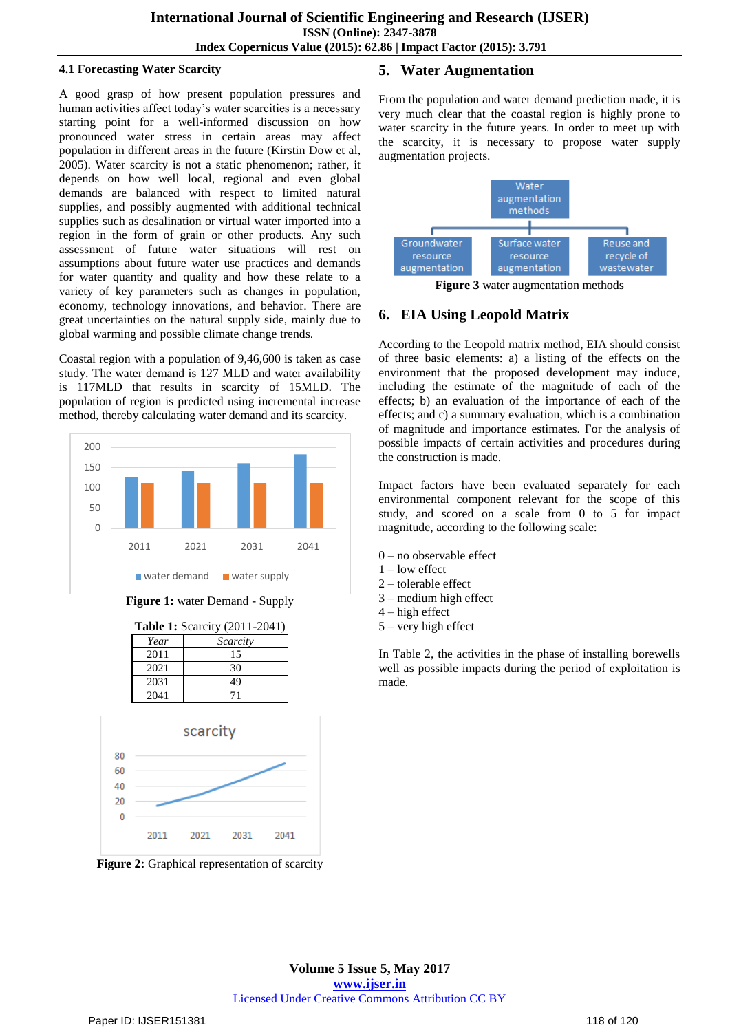### 4.1 Forecasting Water Scarcity

A good grasp of how present population pressures and human activities affect today's water scarcities is a necessary starting point for a well-informed discussion on how pronounced water stress in certain areas may affect population in different areas in the future (Kirstin Dow et al, 2005). Water scarcity is not a static phenomenon; rather, it depends on how well local, regional and even global demands are balanced with respect to limited natural supplies, and possibly augmented with additional technical supplies such as desalination or virtual water imported into a region in the form of grain or other products. Any such assessment of future water situations will rest on assumptions about future water use practices and demands for water quantity and quality and how these relate to a variety of key parameters such as changes in population, economy, technology innovations, and behavior. There are great uncertainties on the natural supply side, mainly due to global warming and possible climate change trends.

Coastal region with a population of 9,46,600 is taken as case study. The water demand is 127 MLD and water availability is 117MLD that results in scarcity of 15MLD. The population of region is predicted using incremental increase method, thereby calculating water demand and its scarcity.

**Figure 1:** water Demand - Supply

**Table 1:** Scarcity (2011-2041)

| *Year* | *Scarcity* |
|---|---|
| 2011 | 15 |
| 2021 | 30 |
| 2031 | 49 |
| 2041 | 71 |

**Figure 2:** Graphical representation of scarcity

## 5. Water Augmentation

From the population and water demand prediction made, it is very much clear that the coastal region is highly prone to water scarcity in the future years. In order to meet up with the scarcity, it is necessary to propose water supply augmentation projects.

**Figure 3** water augmentation methods

## 6. EIA Using Leopold Matrix

According to the Leopold matrix method, EIA should consist of three basic elements: a) a listing of the effects on the environment that the proposed development may induce, including the estimate of the magnitude of each of the effects; b) an evaluation of the importance of each of the effects; and c) a summary evaluation, which is a combination of magnitude and importance estimates. For the analysis of possible impacts of certain activities and procedures during the construction is made.

Impact factors have been evaluated separately for each environmental component relevant for the scope of this study, and scored on a scale from 0 to 5 for impact magnitude, according to the following scale:

0 – no observable effect
1 – low effect
2 – tolerable effect
3 – medium high effect
4 – high effect
5 – very high effect

In Table 2, the activities in the phase of installing borewells well as possible impacts during the period of exploitation is made.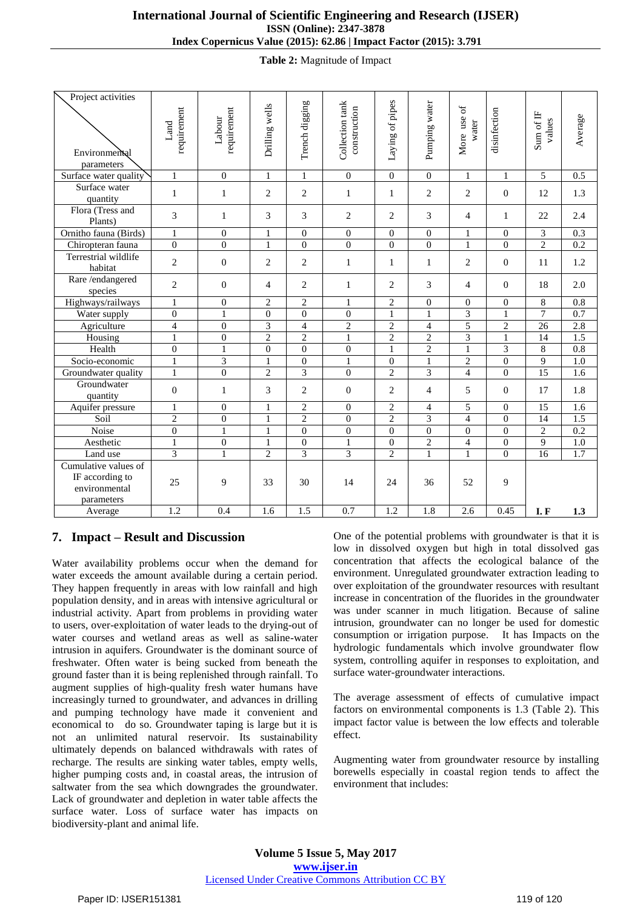**Table 2:** Magnitude of Impact

| Project activities / Environmental parameters | Land requirement | Labour requirement | Drilling wells | Trench digging | Collection tank construction | Laying of pipes | Pumping water | More use of water | disinfection | Sum of IF values | Average |
|---|---|---|---|---|---|---|---|---|---|---|---|
| Surface water quality | 1 | 0 | 1 | 1 | 0 | 0 | 0 | 1 | 1 | 5 | 0.5 |
| Surface water quantity | 1 | 1 | 2 | 2 | 1 | 1 | 2 | 2 | 0 | 12 | 1.3 |
| Flora (Tress and Plants) | 3 | 1 | 3 | 3 | 2 | 2 | 3 | 4 | 1 | 22 | 2.4 |
| Ornitho fauna (Birds) | 1 | 0 | 1 | 0 | 0 | 0 | 0 | 1 | 0 | 3 | 0.3 |
| Chiropteran fauna | 0 | 0 | 1 | 0 | 0 | 0 | 0 | 1 | 0 | 2 | 0.2 |
| Terrestrial wildlife habitat | 2 | 0 | 2 | 2 | 1 | 1 | 1 | 2 | 0 | 11 | 1.2 |
| Rare /endangered species | 2 | 0 | 4 | 2 | 1 | 2 | 3 | 4 | 0 | 18 | 2.0 |
| Highways/railways | 1 | 0 | 2 | 2 | 1 | 2 | 0 | 0 | 0 | 8 | 0.8 |
| Water supply | 0 | 1 | 0 | 0 | 0 | 1 | 1 | 3 | 1 | 7 | 0.7 |
| Agriculture | 4 | 0 | 3 | 4 | 2 | 2 | 4 | 5 | 2 | 26 | 2.8 |
| Housing | 1 | 0 | 2 | 2 | 1 | 2 | 2 | 3 | 1 | 14 | 1.5 |
| Health | 0 | 1 | 0 | 0 | 0 | 1 | 2 | 1 | 3 | 8 | 0.8 |
| Socio-economic | 1 | 3 | 1 | 0 | 1 | 0 | 1 | 2 | 0 | 9 | 1.0 |
| Groundwater quality | 1 | 0 | 2 | 3 | 0 | 2 | 3 | 4 | 0 | 15 | 1.6 |
| Groundwater quantity | 0 | 1 | 3 | 2 | 0 | 2 | 4 | 5 | 0 | 17 | 1.8 |
| Aquifer pressure | 1 | 0 | 1 | 2 | 0 | 2 | 4 | 5 | 0 | 15 | 1.6 |
| Soil | 2 | 0 | 1 | 2 | 0 | 2 | 3 | 4 | 0 | 14 | 1.5 |
| Noise | 0 | 1 | 1 | 0 | 0 | 0 | 0 | 0 | 0 | 2 | 0.2 |
| Aesthetic | 1 | 0 | 1 | 0 | 1 | 0 | 2 | 4 | 0 | 9 | 1.0 |
| Land use | 3 | 1 | 2 | 3 | 3 | 2 | 1 | 1 | 0 | 16 | 1.7 |
| Cumulative values of IF according to environmental parameters | 25 | 9 | 33 | 30 | 14 | 24 | 36 | 52 | 9 | | |
| Average | 1.2 | 0.4 | 1.6 | 1.5 | 0.7 | 1.2 | 1.8 | 2.6 | 0.45 | I. F | 1.3 |

## 7. Impact – Result and Discussion

Water availability problems occur when the demand for water exceeds the amount available during a certain period. They happen frequently in areas with low rainfall and high population density, and in areas with intensive agricultural or industrial activity. Apart from problems in providing water to users, over-exploitation of water leads to the drying-out of water courses and wetland areas as well as saline-water intrusion in aquifers. Groundwater is the dominant source of freshwater. Often water is being sucked from beneath the ground faster than it is being replenished through rainfall. To augment supplies of high-quality fresh water humans have increasingly turned to groundwater, and advances in drilling and pumping technology have made it convenient and economical to do so. Groundwater taping is large but it is not an unlimited natural reservoir. Its sustainability ultimately depends on balanced withdrawals with rates of recharge. The results are sinking water tables, empty wells, higher pumping costs and, in coastal areas, the intrusion of saltwater from the sea which downgrades the groundwater. Lack of groundwater and depletion in water table affects the surface water. Loss of surface water has impacts on biodiversity-plant and animal life.

One of the potential problems with groundwater is that it is low in dissolved oxygen but high in total dissolved gas concentration that affects the ecological balance of the environment. Unregulated groundwater extraction leading to over exploitation of the groundwater resources with resultant increase in concentration of the fluorides in the groundwater was under scanner in much litigation. Because of saline intrusion, groundwater can no longer be used for domestic consumption or irrigation purpose. It has Impacts on the hydrologic fundamentals which involve groundwater flow system, controlling aquifer in responses to exploitation, and surface water-groundwater interactions.

The average assessment of effects of cumulative impact factors on environmental components is 1.3 (Table 2). This impact factor value is between the low effects and tolerable effect.

Augmenting water from groundwater resource by installing borewells especially in coastal region tends to affect the environment that includes: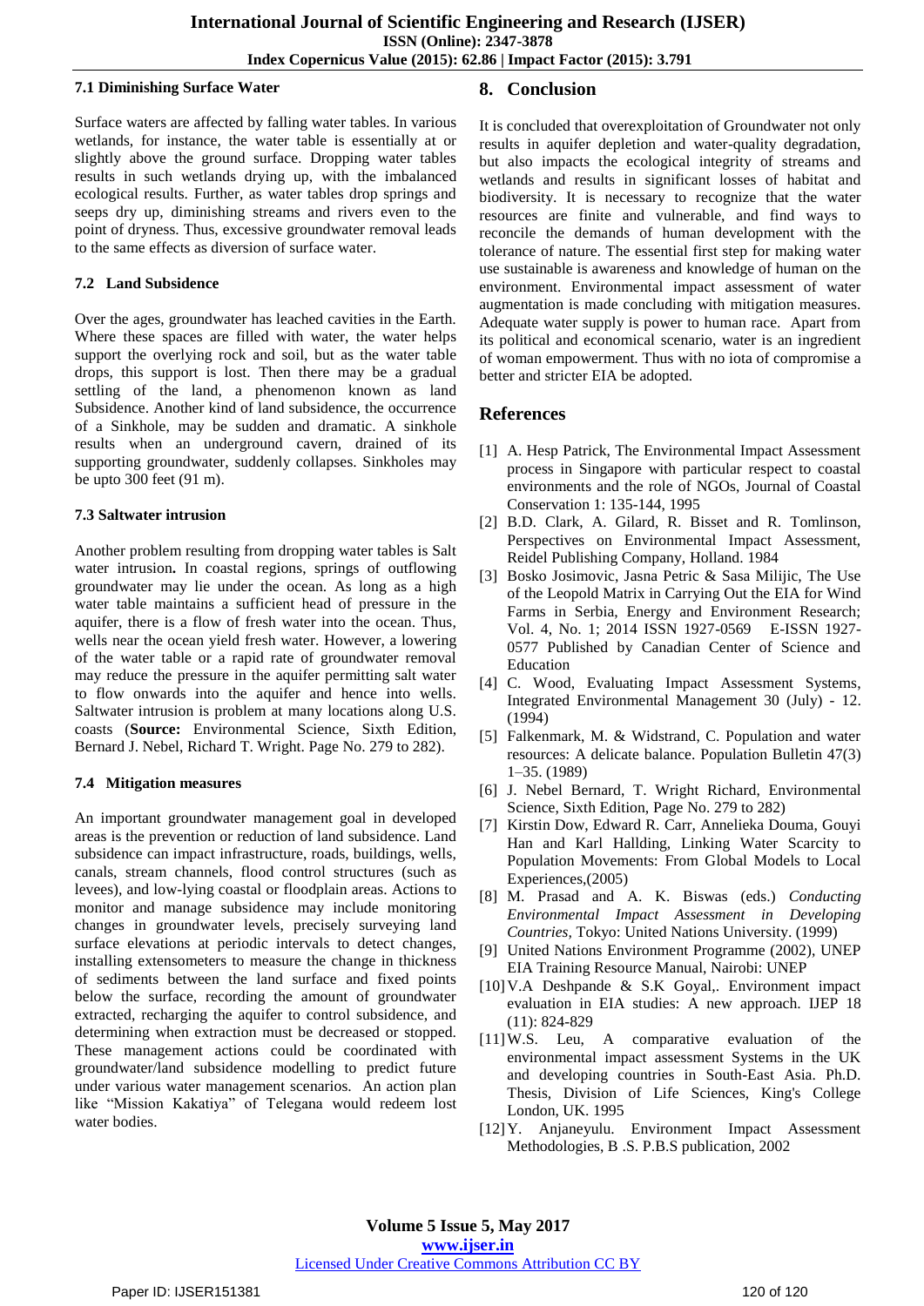### 7.1 Diminishing Surface Water

Surface waters are affected by falling water tables. In various wetlands, for instance, the water table is essentially at or slightly above the ground surface. Dropping water tables results in such wetlands drying up, with the imbalanced ecological results. Further, as water tables drop springs and seeps dry up, diminishing streams and rivers even to the point of dryness. Thus, excessive groundwater removal leads to the same effects as diversion of surface water.

### 7.2 Land Subsidence

Over the ages, groundwater has leached cavities in the Earth. Where these spaces are filled with water, the water helps support the overlying rock and soil, but as the water table drops, this support is lost. Then there may be a gradual settling of the land, a phenomenon known as land Subsidence. Another kind of land subsidence, the occurrence of a Sinkhole, may be sudden and dramatic. A sinkhole results when an underground cavern, drained of its supporting groundwater, suddenly collapses. Sinkholes may be upto 300 feet (91 m).

### 7.3 Saltwater intrusion

Another problem resulting from dropping water tables is Salt water intrusion**.** In coastal regions, springs of outflowing groundwater may lie under the ocean. As long as a high water table maintains a sufficient head of pressure in the aquifer, there is a flow of fresh water into the ocean. Thus, wells near the ocean yield fresh water. However, a lowering of the water table or a rapid rate of groundwater removal may reduce the pressure in the aquifer permitting salt water to flow onwards into the aquifer and hence into wells. Saltwater intrusion is problem at many locations along U.S. coasts (**Source:** Environmental Science, Sixth Edition, Bernard J. Nebel, Richard T. Wright. Page No. 279 to 282).

### 7.4 Mitigation measures

An important groundwater management goal in developed areas is the prevention or reduction of land subsidence. Land subsidence can impact infrastructure, roads, buildings, wells, canals, stream channels, flood control structures (such as levees), and low-lying coastal or floodplain areas. Actions to monitor and manage subsidence may include monitoring changes in groundwater levels, precisely surveying land surface elevations at periodic intervals to detect changes, installing extensometers to measure the change in thickness of sediments between the land surface and fixed points below the surface, recording the amount of groundwater extracted, recharging the aquifer to control subsidence, and determining when extraction must be decreased or stopped. These management actions could be coordinated with groundwater/land subsidence modelling to predict future under various water management scenarios. An action plan like "Mission Kakatiya" of Telegana would redeem lost water bodies.

## 8. Conclusion

It is concluded that overexploitation of Groundwater not only results in aquifer depletion and water-quality degradation, but also impacts the ecological integrity of streams and wetlands and results in significant losses of habitat and biodiversity. It is necessary to recognize that the water resources are finite and vulnerable, and find ways to reconcile the demands of human development with the tolerance of nature. The essential first step for making water use sustainable is awareness and knowledge of human on the environment. Environmental impact assessment of water augmentation is made concluding with mitigation measures. Adequate water supply is power to human race. Apart from its political and economical scenario, water is an ingredient of woman empowerment. Thus with no iota of compromise a better and stricter EIA be adopted.

## References

[1] A. Hesp Patrick, The Environmental Impact Assessment process in Singapore with particular respect to coastal environments and the role of NGOs, Journal of Coastal Conservation 1: 135-144, 1995

[2] B.D. Clark, A. Gilard, R. Bisset and R. Tomlinson, Perspectives on Environmental Impact Assessment, Reidel Publishing Company, Holland. 1984

[3] Bosko Josimovic, Jasna Petric & Sasa Milijic, The Use of the Leopold Matrix in Carrying Out the EIA for Wind Farms in Serbia, Energy and Environment Research; Vol. 4, No. 1; 2014 ISSN 1927-0569 E-ISSN 1927-0577 Published by Canadian Center of Science and Education

[4] C. Wood, Evaluating Impact Assessment Systems, Integrated Environmental Management 30 (July) - 12. (1994)

[5] Falkenmark, M. & Widstrand, C. Population and water resources: A delicate balance. Population Bulletin 47(3) 1–35. (1989)

[6] J. Nebel Bernard, T. Wright Richard, Environmental Science, Sixth Edition, Page No. 279 to 282)

[7] Kirstin Dow, Edward R. Carr, Annelieka Douma, Gouyi Han and Karl Hallding, Linking Water Scarcity to Population Movements: From Global Models to Local Experiences,(2005)

[8] M. Prasad and A. K. Biswas (eds.) *Conducting Environmental Impact Assessment in Developing Countries*, Tokyo: United Nations University. (1999)

[9] United Nations Environment Programme (2002), UNEP EIA Training Resource Manual, Nairobi: UNEP

[10] V.A Deshpande & S.K Goyal,. Environment impact evaluation in EIA studies: A new approach. IJEP 18 (11): 824-829

[11] W.S. Leu, A comparative evaluation of the environmental impact assessment Systems in the UK and developing countries in South-East Asia. Ph.D. Thesis, Division of Life Sciences, King's College London, UK. 1995

[12] Y. Anjaneyulu. Environment Impact Assessment Methodologies, B .S. P.B.S publication, 2002